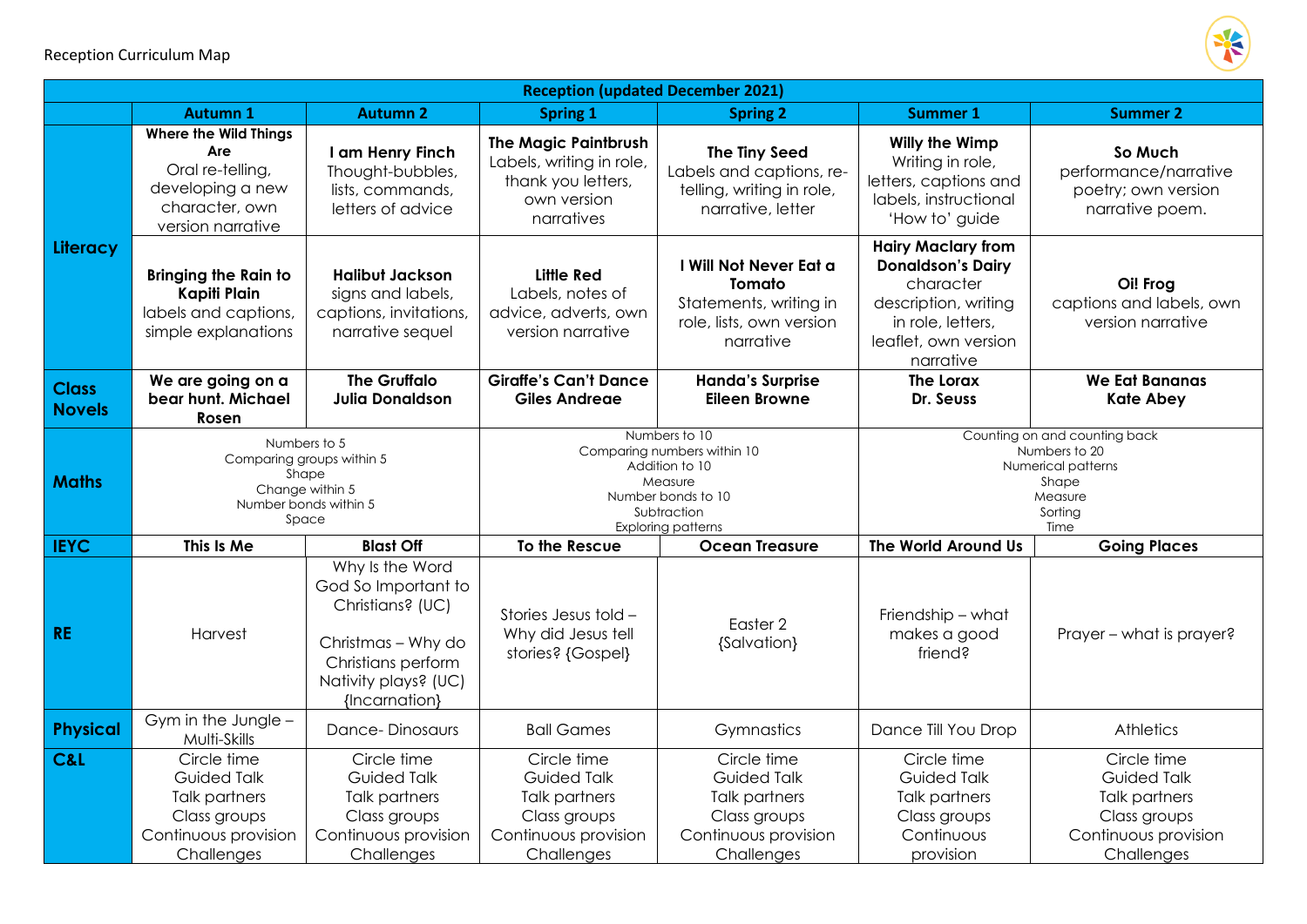Reception Curriculum Map

| Reception (updated December 2021) | | | | | | |
|---|---|---|---|---|---|---|
| | **Autumn 1** | **Autumn 2** | **Spring 1** | **Spring 2** | **Summer 1** | **Summer 2** |
| **Literacy** | **Where the Wild Things Are** Oral re-telling, developing a new character, own version narrative | **I am Henry Finch** Thought-bubbles, lists, commands, letters of advice | **The Magic Paintbrush** Labels, writing in role, thank you letters, own version narratives | **The Tiny Seed** Labels and captions, re-telling, writing in role, narrative, letter | **Willy the Wimp** Writing in role, letters, captions and labels, instructional 'How to' guide | **So Much** performance/narrative poetry; own version narrative poem. |
| | **Bringing the Rain to Kapiti Plain** labels and captions, simple explanations | **Halibut Jackson** signs and labels, captions, invitations, narrative sequel | **Little Red** Labels, notes of advice, adverts, own version narrative | **I Will Not Never Eat a Tomato** Statements, writing in role, lists, own version narrative | **Hairy Maclary from Donaldson's Dairy** character description, writing in role, letters, leaflet, own version narrative | **Oi! Frog** captions and labels, own version narrative |
| **Class Novels** | **We are going on a bear hunt. Michael Rosen** | **The Gruffalo Julia Donaldson** | **Giraffe's Can't Dance Giles Andreae** | **Handa's Surprise Eileen Browne** | **The Lorax Dr. Seuss** | **We Eat Bananas Kate Abey** |
| **Maths** | Numbers to 5<br>Comparing groups within 5<br>Shape<br>Change within 5<br>Number bonds within 5<br>Space | | Numbers to 10<br>Comparing numbers within 10<br>Addition to 10<br>Measure<br>Number bonds to 10<br>Subtraction<br>Exploring patterns | | Counting on and counting back<br>Numbers to 20<br>Numerical patterns<br>Shape<br>Measure<br>Sorting<br>Time | |
| **IEYC** | **This Is Me** | **Blast Off** | **To the Rescue** | **Ocean Treasure** | **The World Around Us** | **Going Places** |
| **RE** | Harvest | Why Is the Word God So Important to Christians? (UC)<br><br>Christmas – Why do Christians perform Nativity plays? (UC) {Incarnation} | Stories Jesus told – Why did Jesus tell stories? {Gospel} | Easter 2 {Salvation} | Friendship – what makes a good friend? | Prayer – what is prayer? |
| **Physical** | Gym in the Jungle – Multi-Skills | Dance- Dinosaurs | Ball Games | Gymnastics | Dance Till You Drop | Athletics |
| **C&L** | Circle time<br>Guided Talk<br>Talk partners<br>Class groups<br>Continuous provision<br>Challenges | Circle time<br>Guided Talk<br>Talk partners<br>Class groups<br>Continuous provision<br>Challenges | Circle time<br>Guided Talk<br>Talk partners<br>Class groups<br>Continuous provision<br>Challenges | Circle time<br>Guided Talk<br>Talk partners<br>Class groups<br>Continuous provision<br>Challenges | Circle time<br>Guided Talk<br>Talk partners<br>Class groups<br>Continuous provision | Circle time<br>Guided Talk<br>Talk partners<br>Class groups<br>Continuous provision<br>Challenges |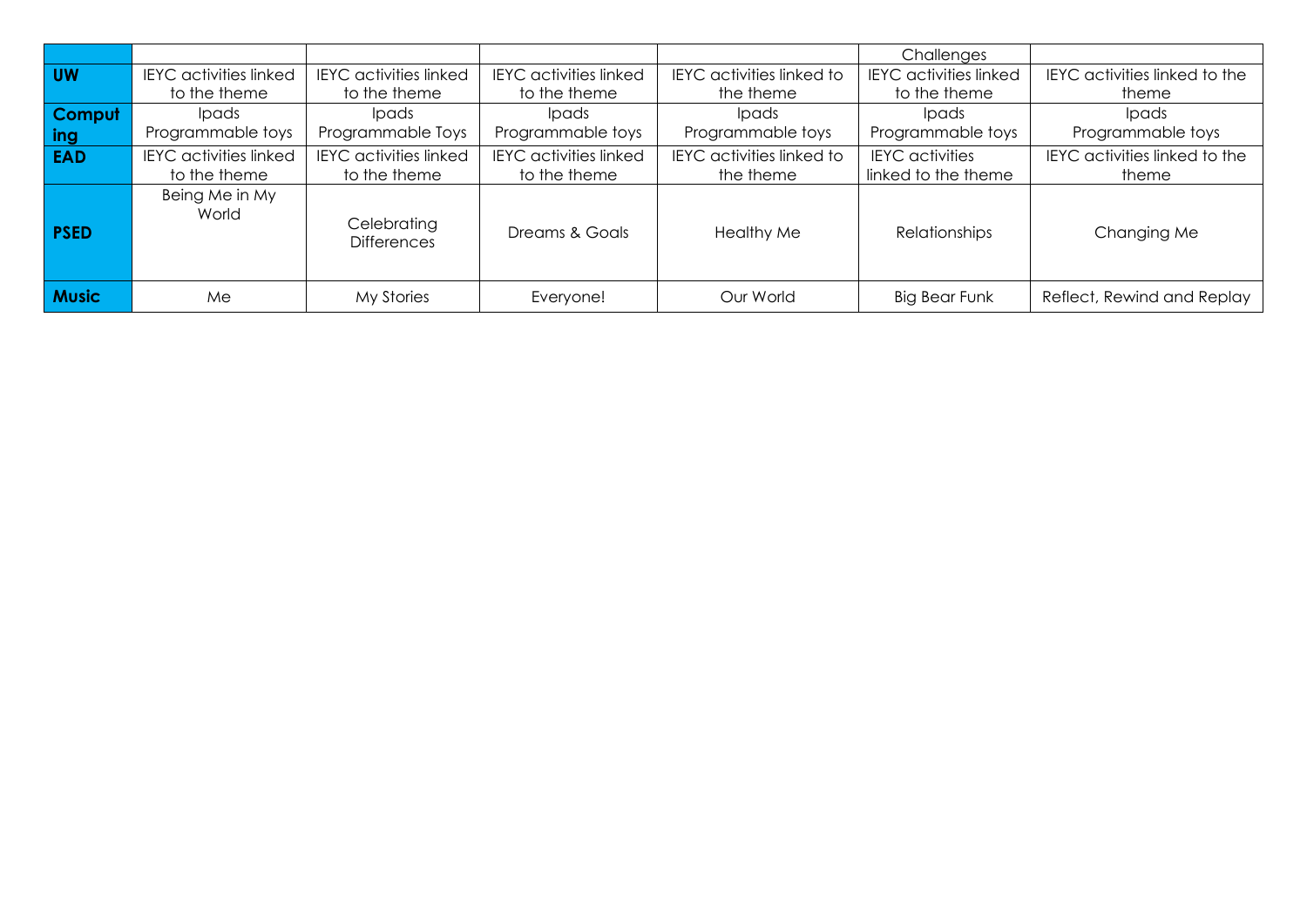| | | | | | | |
|---|---|---|---|---|---|---|
| | | | | | Challenges | |
| **UW** | IEYC activities linked to the theme | IEYC activities linked to the theme | IEYC activities linked to the theme | IEYC activities linked to the theme | IEYC activities linked to the theme | IEYC activities linked to the theme |
| **Computing** | Ipads Programmable toys | Ipads Programmable Toys | Ipads Programmable toys | Ipads Programmable toys | Ipads Programmable toys | Ipads Programmable toys |
| **EAD** | IEYC activities linked to the theme | IEYC activities linked to the theme | IEYC activities linked to the theme | IEYC activities linked to the theme | IEYC activities linked to the theme | IEYC activities linked to the theme |
| **PSED** | Being Me in My World | Celebrating Differences | Dreams & Goals | Healthy Me | Relationships | Changing Me |
| **Music** | Me | My Stories | Everyone! | Our World | Big Bear Funk | Reflect, Rewind and Replay |